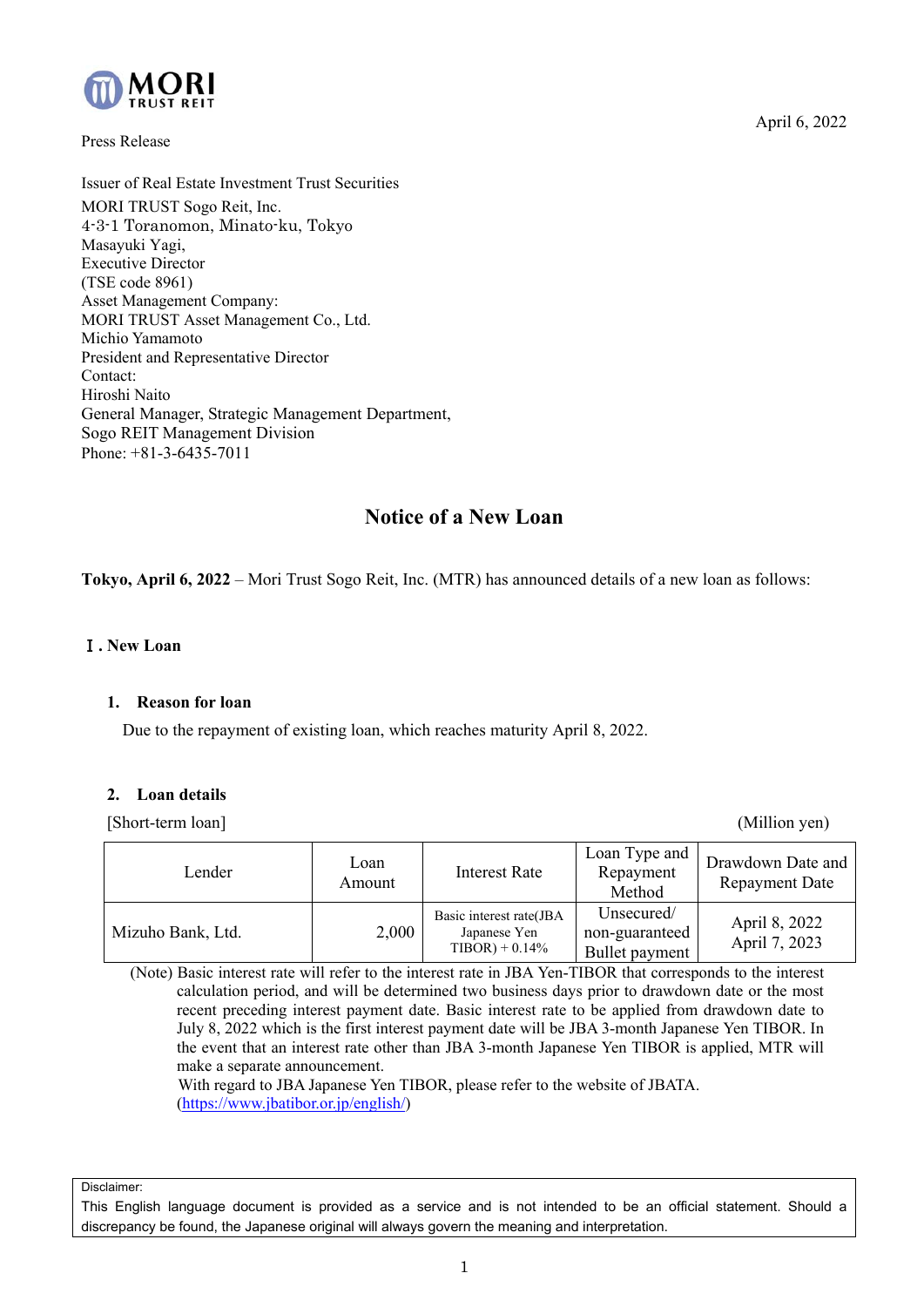MORI TRUST REIT

April 6, 2022

Press Release

Issuer of Real Estate Investment Trust Securities
MORI TRUST Sogo Reit, Inc.
4-3-1 Toranomon, Minato-ku, Tokyo
Masayuki Yagi,
Executive Director
(TSE code 8961)
Asset Management Company:
MORI TRUST Asset Management Co., Ltd.
Michio Yamamoto
President and Representative Director
Contact:
Hiroshi Naito
General Manager, Strategic Management Department,
Sogo REIT Management Division
Phone: +81-3-6435-7011

# Notice of a New Loan

**Tokyo, April 6, 2022** – Mori Trust Sogo Reit, Inc. (MTR) has announced details of a new loan as follows:

## Ⅰ. New Loan

### 1. Reason for loan

Due to the repayment of existing loan, which reaches maturity April 8, 2022.

### 2. Loan details

[Short-term loan] (Million yen)

| Lender | Loan Amount | Interest Rate | Loan Type and Repayment Method | Drawdown Date and Repayment Date |
|---|---|---|---|---|
| Mizuho Bank, Ltd. | 2,000 | Basic interest rate(JBA Japanese Yen TIBOR) + 0.14% | Unsecured/ non-guaranteed Bullet payment | April 8, 2022 April 7, 2023 |

(Note) Basic interest rate will refer to the interest rate in JBA Yen-TIBOR that corresponds to the interest calculation period, and will be determined two business days prior to drawdown date or the most recent preceding interest payment date. Basic interest rate to be applied from drawdown date to July 8, 2022 which is the first interest payment date will be JBA 3-month Japanese Yen TIBOR. In the event that an interest rate other than JBA 3-month Japanese Yen TIBOR is applied, MTR will make a separate announcement.
With regard to JBA Japanese Yen TIBOR, please refer to the website of JBATA.
(https://www.jbatibor.or.jp/english/)

Disclaimer:
This English language document is provided as a service and is not intended to be an official statement. Should a discrepancy be found, the Japanese original will always govern the meaning and interpretation.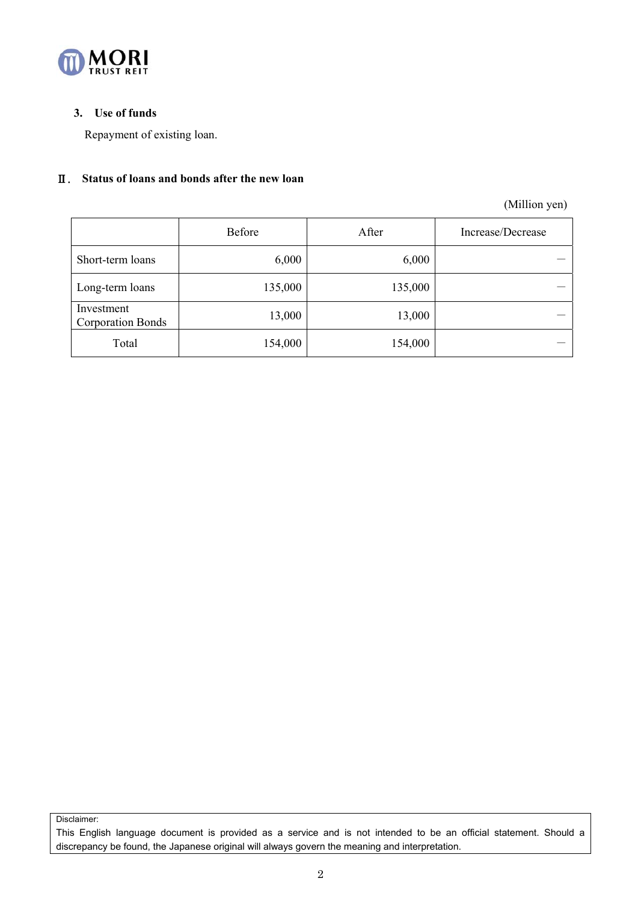### 3. Use of funds

Repayment of existing loan.

## Ⅱ. Status of loans and bonds after the new loan

(Million yen)

| | Before | After | Increase/Decrease |
|---|---|---|---|
| Short-term loans | 6,000 | 6,000 | — |
| Long-term loans | 135,000 | 135,000 | — |
| Investment Corporation Bonds | 13,000 | 13,000 | — |
| Total | 154,000 | 154,000 | — |

Disclaimer:
This English language document is provided as a service and is not intended to be an official statement. Should a discrepancy be found, the Japanese original will always govern the meaning and interpretation.